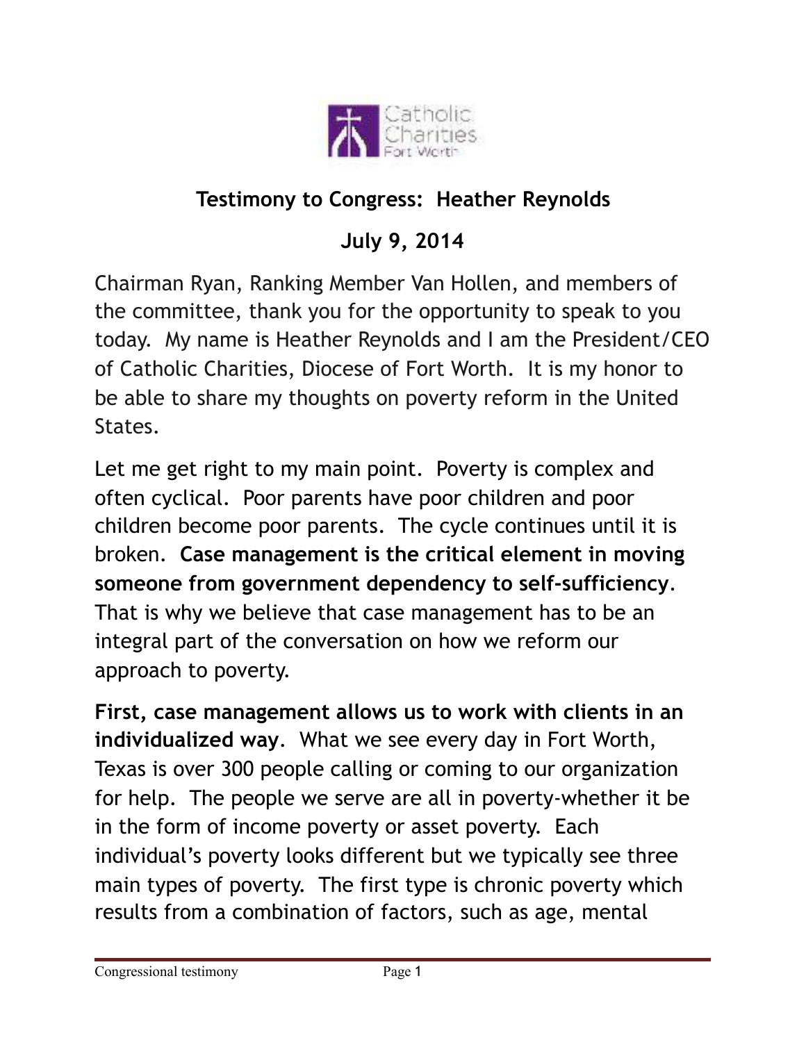Catholic Charities Fort Worth

## Testimony to Congress: Heather Reynolds

## July 9, 2014

Chairman Ryan, Ranking Member Van Hollen, and members of the committee, thank you for the opportunity to speak to you today. My name is Heather Reynolds and I am the President/CEO of Catholic Charities, Diocese of Fort Worth. It is my honor to be able to share my thoughts on poverty reform in the United States.

Let me get right to my main point. Poverty is complex and often cyclical. Poor parents have poor children and poor children become poor parents. The cycle continues until it is broken. **Case management is the critical element in moving someone from government dependency to self-sufficiency**. That is why we believe that case management has to be an integral part of the conversation on how we reform our approach to poverty.

**First, case management allows us to work with clients in an individualized way**. What we see every day in Fort Worth, Texas is over 300 people calling or coming to our organization for help. The people we serve are all in poverty-whether it be in the form of income poverty or asset poverty. Each individual's poverty looks different but we typically see three main types of poverty. The first type is chronic poverty which results from a combination of factors, such as age, mental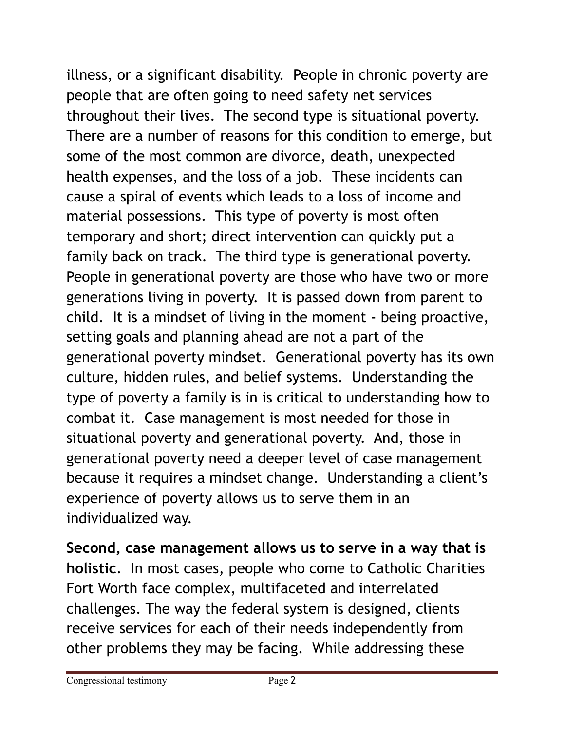illness, or a significant disability. People in chronic poverty are people that are often going to need safety net services throughout their lives. The second type is situational poverty. There are a number of reasons for this condition to emerge, but some of the most common are divorce, death, unexpected health expenses, and the loss of a job. These incidents can cause a spiral of events which leads to a loss of income and material possessions. This type of poverty is most often temporary and short; direct intervention can quickly put a family back on track. The third type is generational poverty. People in generational poverty are those who have two or more generations living in poverty. It is passed down from parent to child. It is a mindset of living in the moment - being proactive, setting goals and planning ahead are not a part of the generational poverty mindset. Generational poverty has its own culture, hidden rules, and belief systems. Understanding the type of poverty a family is in is critical to understanding how to combat it. Case management is most needed for those in situational poverty and generational poverty. And, those in generational poverty need a deeper level of case management because it requires a mindset change. Understanding a client's experience of poverty allows us to serve them in an individualized way.

**Second, case management allows us to serve in a way that is holistic**. In most cases, people who come to Catholic Charities Fort Worth face complex, multifaceted and interrelated challenges. The way the federal system is designed, clients receive services for each of their needs independently from other problems they may be facing. While addressing these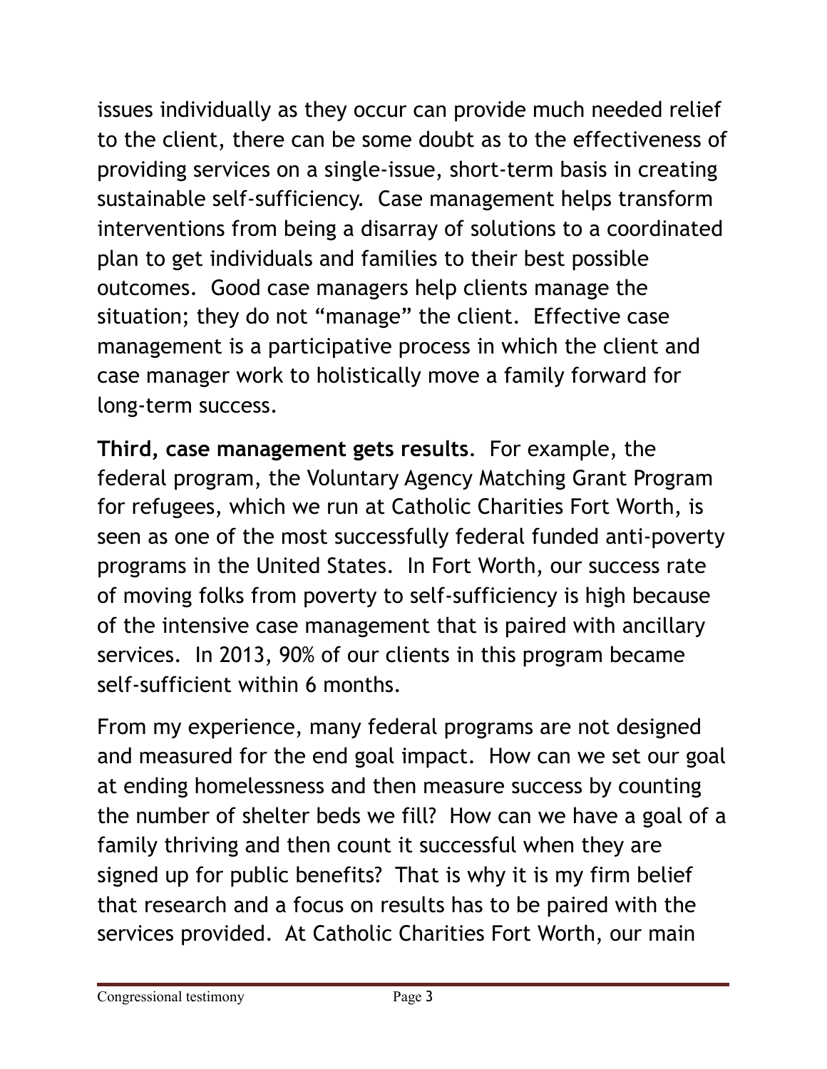issues individually as they occur can provide much needed relief to the client, there can be some doubt as to the effectiveness of providing services on a single-issue, short-term basis in creating sustainable self-sufficiency. Case management helps transform interventions from being a disarray of solutions to a coordinated plan to get individuals and families to their best possible outcomes. Good case managers help clients manage the situation; they do not "manage" the client. Effective case management is a participative process in which the client and case manager work to holistically move a family forward for long-term success.

**Third, case management gets results**. For example, the federal program, the Voluntary Agency Matching Grant Program for refugees, which we run at Catholic Charities Fort Worth, is seen as one of the most successfully federal funded anti-poverty programs in the United States. In Fort Worth, our success rate of moving folks from poverty to self-sufficiency is high because of the intensive case management that is paired with ancillary services. In 2013, 90% of our clients in this program became self-sufficient within 6 months.

From my experience, many federal programs are not designed and measured for the end goal impact. How can we set our goal at ending homelessness and then measure success by counting the number of shelter beds we fill? How can we have a goal of a family thriving and then count it successful when they are signed up for public benefits? That is why it is my firm belief that research and a focus on results has to be paired with the services provided. At Catholic Charities Fort Worth, our main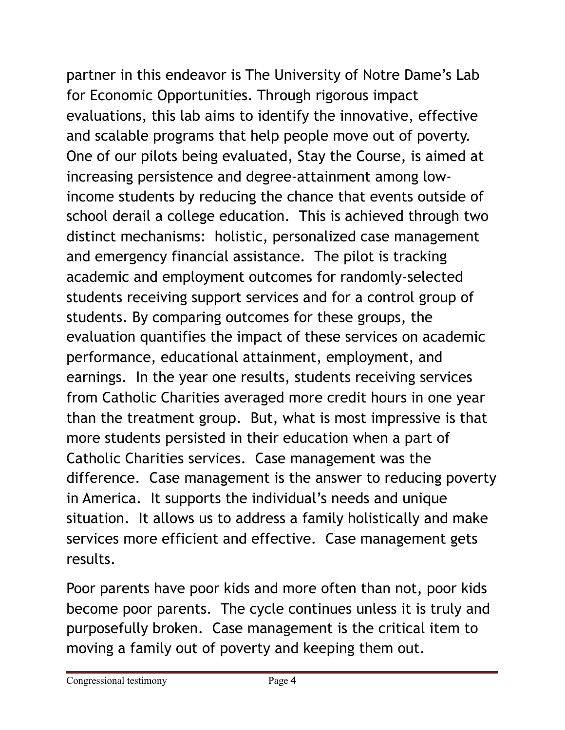partner in this endeavor is The University of Notre Dame's Lab for Economic Opportunities. Through rigorous impact evaluations, this lab aims to identify the innovative, effective and scalable programs that help people move out of poverty. One of our pilots being evaluated, Stay the Course, is aimed at increasing persistence and degree-attainment among low-income students by reducing the chance that events outside of school derail a college education. This is achieved through two distinct mechanisms: holistic, personalized case management and emergency financial assistance. The pilot is tracking academic and employment outcomes for randomly-selected students receiving support services and for a control group of students. By comparing outcomes for these groups, the evaluation quantifies the impact of these services on academic performance, educational attainment, employment, and earnings. In the year one results, students receiving services from Catholic Charities averaged more credit hours in one year than the treatment group. But, what is most impressive is that more students persisted in their education when a part of Catholic Charities services. Case management was the difference. Case management is the answer to reducing poverty in America. It supports the individual's needs and unique situation. It allows us to address a family holistically and make services more efficient and effective. Case management gets results.

Poor parents have poor kids and more often than not, poor kids become poor parents. The cycle continues unless it is truly and purposefully broken. Case management is the critical item to moving a family out of poverty and keeping them out.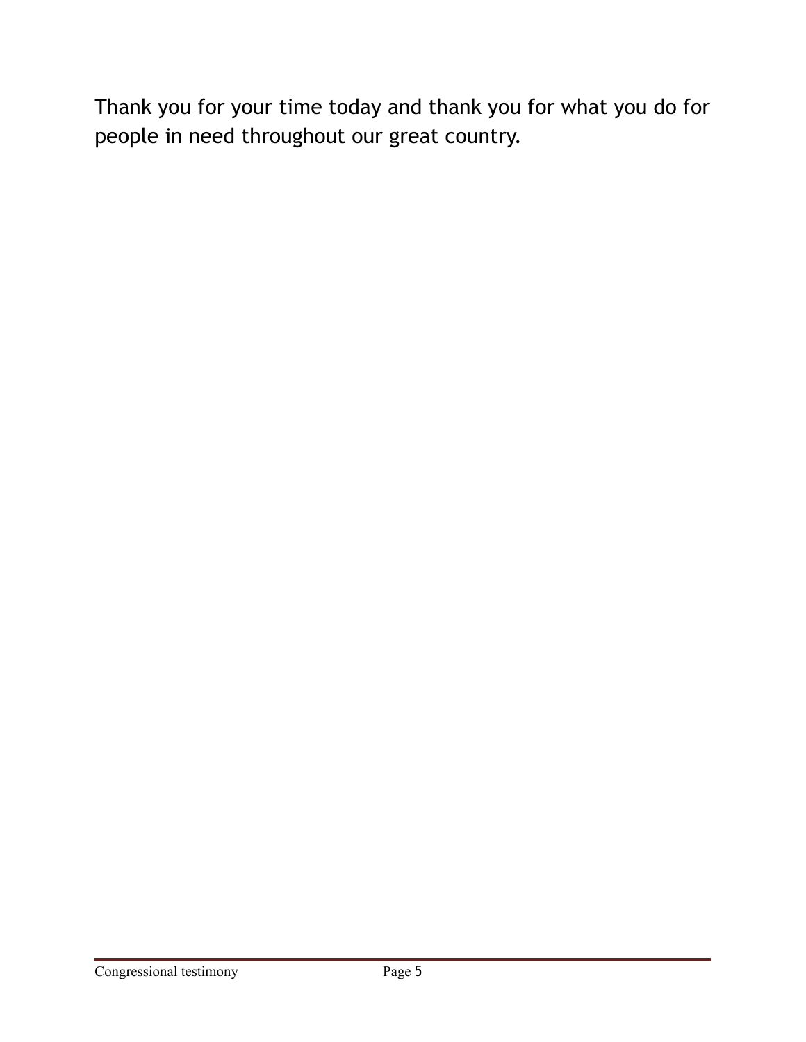Thank you for your time today and thank you for what you do for people in need throughout our great country.